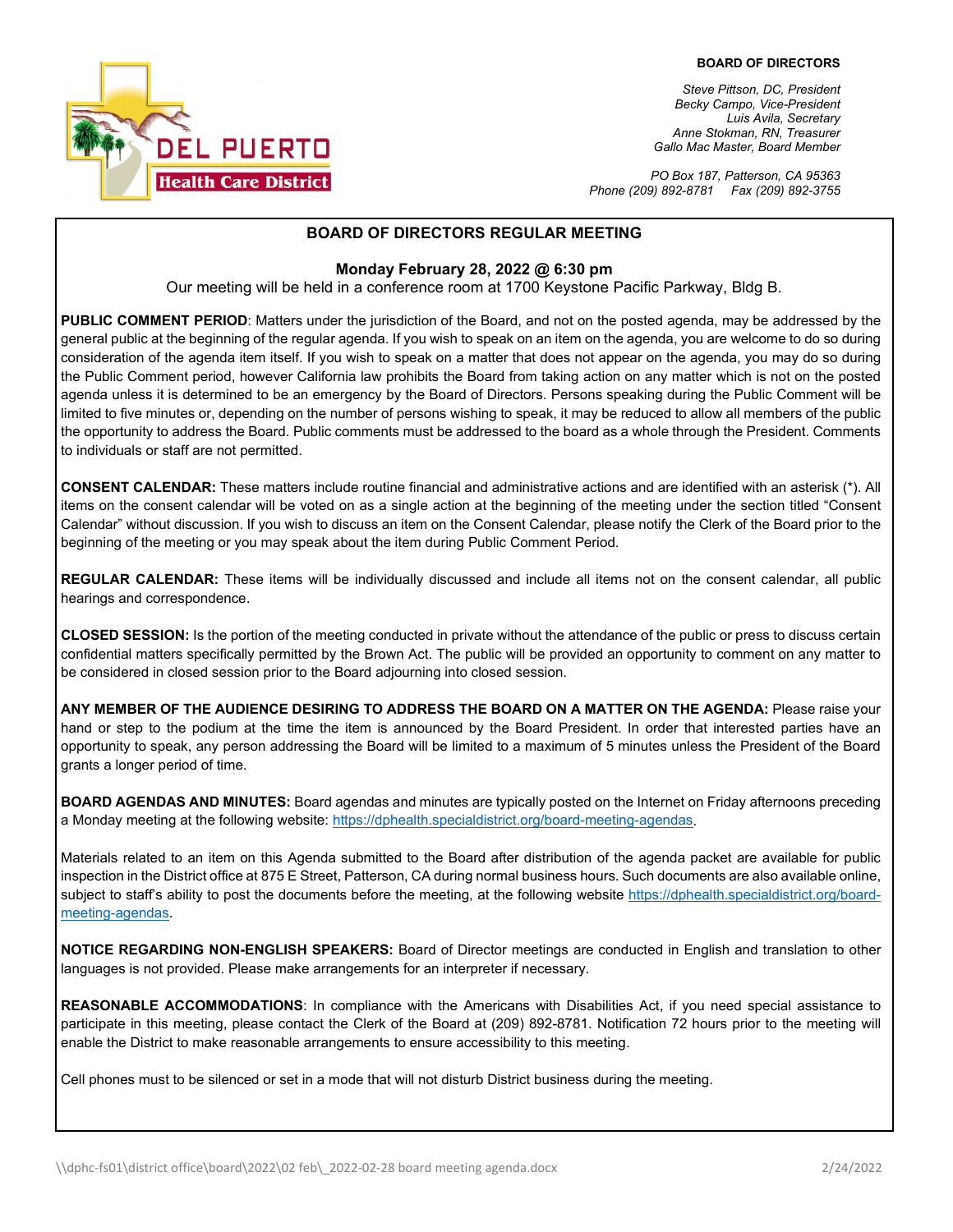DEL PUERTO
Health Care District

**BOARD OF DIRECTORS**

*Steve Pittson, DC, President*
*Becky Campo, Vice-President*
*Luis Avila, Secretary*
*Anne Stokman, RN, Treasurer*
*Gallo Mac Master, Board Member*

*PO Box 187, Patterson, CA 95363*
*Phone (209) 892-8781 Fax (209) 892-3755*

## BOARD OF DIRECTORS REGULAR MEETING

**Monday February 28, 2022 @ 6:30 pm**

Our meeting will be held in a conference room at 1700 Keystone Pacific Parkway, Bldg B.

**PUBLIC COMMENT PERIOD**: Matters under the jurisdiction of the Board, and not on the posted agenda, may be addressed by the general public at the beginning of the regular agenda. If you wish to speak on an item on the agenda, you are welcome to do so during consideration of the agenda item itself. If you wish to speak on a matter that does not appear on the agenda, you may do so during the Public Comment period, however California law prohibits the Board from taking action on any matter which is not on the posted agenda unless it is determined to be an emergency by the Board of Directors. Persons speaking during the Public Comment will be limited to five minutes or, depending on the number of persons wishing to speak, it may be reduced to allow all members of the public the opportunity to address the Board. Public comments must be addressed to the board as a whole through the President. Comments to individuals or staff are not permitted.

**CONSENT CALENDAR:** These matters include routine financial and administrative actions and are identified with an asterisk (*). All items on the consent calendar will be voted on as a single action at the beginning of the meeting under the section titled "Consent Calendar" without discussion. If you wish to discuss an item on the Consent Calendar, please notify the Clerk of the Board prior to the beginning of the meeting or you may speak about the item during Public Comment Period.

**REGULAR CALENDAR:** These items will be individually discussed and include all items not on the consent calendar, all public hearings and correspondence.

**CLOSED SESSION:** Is the portion of the meeting conducted in private without the attendance of the public or press to discuss certain confidential matters specifically permitted by the Brown Act. The public will be provided an opportunity to comment on any matter to be considered in closed session prior to the Board adjourning into closed session.

**ANY MEMBER OF THE AUDIENCE DESIRING TO ADDRESS THE BOARD ON A MATTER ON THE AGENDA:** Please raise your hand or step to the podium at the time the item is announced by the Board President. In order that interested parties have an opportunity to speak, any person addressing the Board will be limited to a maximum of 5 minutes unless the President of the Board grants a longer period of time.

**BOARD AGENDAS AND MINUTES:** Board agendas and minutes are typically posted on the Internet on Friday afternoons preceding a Monday meeting at the following website: https://dphealth.specialdistrict.org/board-meeting-agendas.

Materials related to an item on this Agenda submitted to the Board after distribution of the agenda packet are available for public inspection in the District office at 875 E Street, Patterson, CA during normal business hours. Such documents are also available online, subject to staff's ability to post the documents before the meeting, at the following website https://dphealth.specialdistrict.org/board-meeting-agendas.

**NOTICE REGARDING NON-ENGLISH SPEAKERS:** Board of Director meetings are conducted in English and translation to other languages is not provided. Please make arrangements for an interpreter if necessary.

**REASONABLE ACCOMMODATIONS**: In compliance with the Americans with Disabilities Act, if you need special assistance to participate in this meeting, please contact the Clerk of the Board at (209) 892-8781. Notification 72 hours prior to the meeting will enable the District to make reasonable arrangements to ensure accessibility to this meeting.

Cell phones must to be silenced or set in a mode that will not disturb District business during the meeting.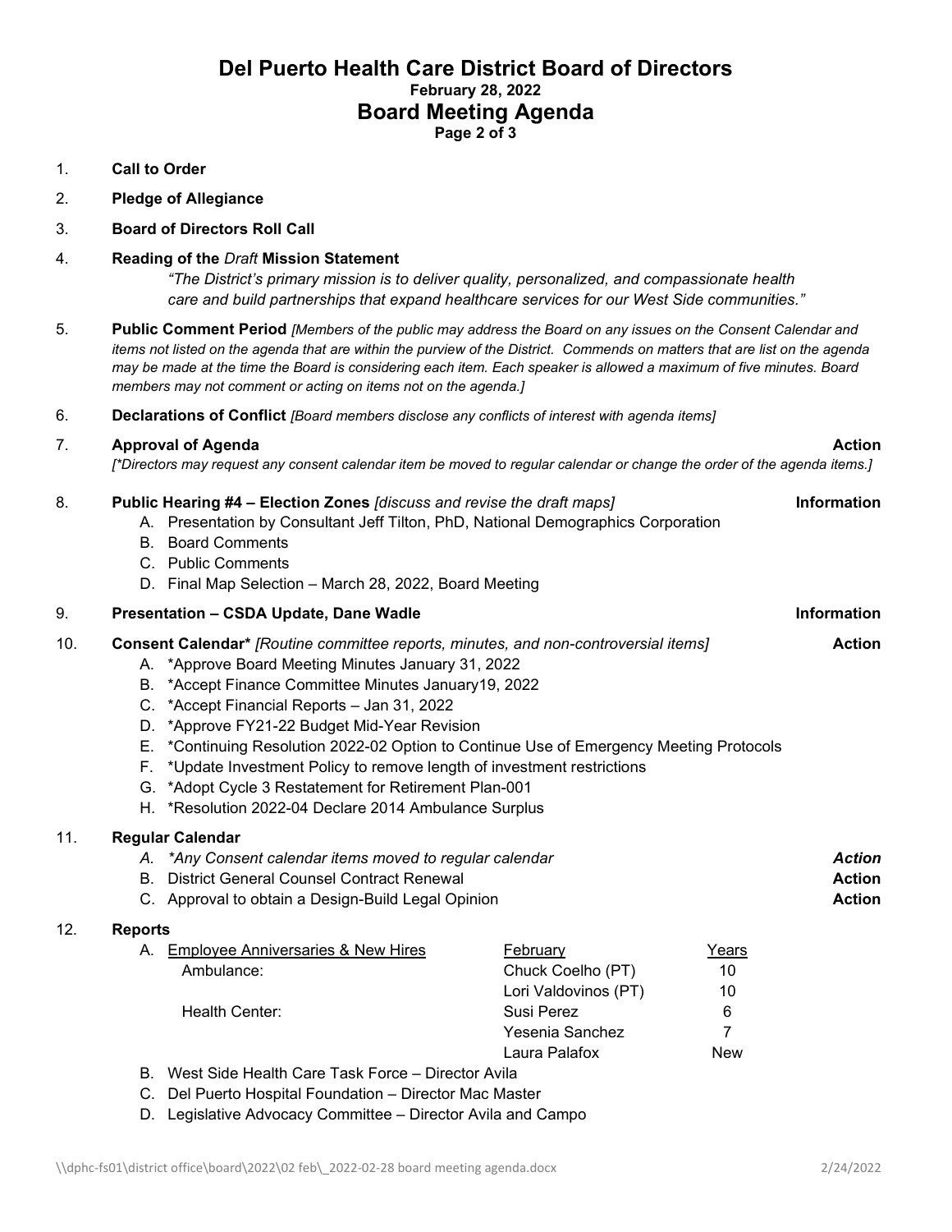# Del Puerto Health Care District Board of Directors

**February 28, 2022**

## Board Meeting Agenda

1. **Call to Order**
2. **Pledge of Allegiance**
3. **Board of Directors Roll Call**
4. **Reading of the *Draft* Mission Statement**

   *"The District's primary mission is to deliver quality, personalized, and compassionate health care and build partnerships that expand healthcare services for our West Side communities."*

5. **Public Comment Period** *[Members of the public may address the Board on any issues on the Consent Calendar and items not listed on the agenda that are within the purview of the District. Commends on matters that are list on the agenda may be made at the time the Board is considering each item. Each speaker is allowed a maximum of five minutes. Board members may not comment or acting on items not on the agenda.]*

6. **Declarations of Conflict** *[Board members disclose any conflicts of interest with agenda items]*

7. **Approval of Agenda** — **Action**

   *[\*Directors may request any consent calendar item be moved to regular calendar or change the order of the agenda items.]*

8. **Public Hearing #4 – Election Zones** *[discuss and revise the draft maps]* — **Information**
   - A. Presentation by Consultant Jeff Tilton, PhD, National Demographics Corporation
   - B. Board Comments
   - C. Public Comments
   - D. Final Map Selection – March 28, 2022, Board Meeting

9. **Presentation – CSDA Update, Dane Wadle** — **Information**

10. **Consent Calendar\*** *[Routine committee reports, minutes, and non-controversial items]* — **Action**
    - A. \*Approve Board Meeting Minutes January 31, 2022
    - B. \*Accept Finance Committee Minutes January19, 2022
    - C. \*Accept Financial Reports – Jan 31, 2022
    - D. \*Approve FY21-22 Budget Mid-Year Revision
    - E. \*Continuing Resolution 2022-02 Option to Continue Use of Emergency Meeting Protocols
    - F. \*Update Investment Policy to remove length of investment restrictions
    - G. \*Adopt Cycle 3 Restatement for Retirement Plan-001
    - H. \*Resolution 2022-04 Declare 2014 Ambulance Surplus

11. **Regular Calendar**
    - *A. \*Any Consent calendar items moved to regular calendar* — ***Action***
    - B. District General Counsel Contract Renewal — **Action**
    - C. Approval to obtain a Design-Build Legal Opinion — **Action**

12. **Reports**
    - A. Employee Anniversaries & New Hires

    | | February | Years |
    |---|---|---|
    | Ambulance: | Chuck Coelho (PT) | 10 |
    | | Lori Valdovinos (PT) | 10 |
    | Health Center: | Susi Perez | 6 |
    | | Yesenia Sanchez | 7 |
    | | Laura Palafox | New |

    - B. West Side Health Care Task Force – Director Avila
    - C. Del Puerto Hospital Foundation – Director Mac Master
    - D. Legislative Advocacy Committee – Director Avila and Campo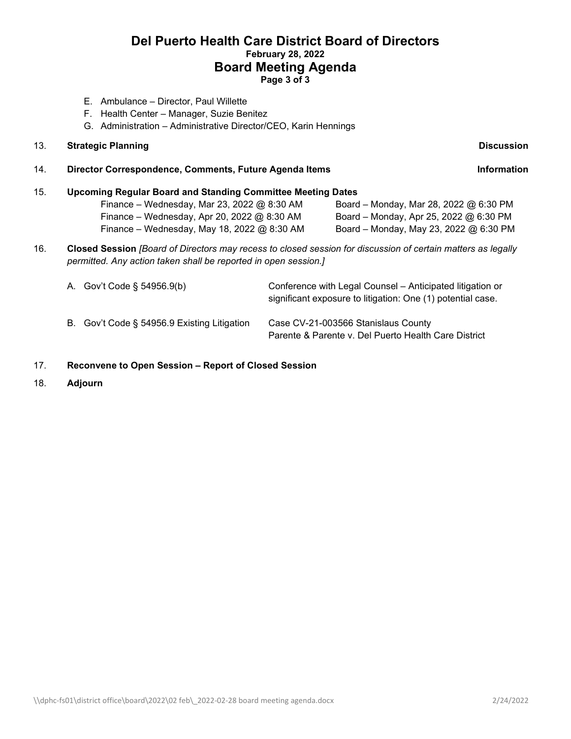E. Ambulance – Director, Paul Willette
F. Health Center – Manager, Suzie Benitez
G. Administration – Administrative Director/CEO, Karin Hennings

13. **Strategic Planning** — **Discussion**

14. **Director Correspondence, Comments, Future Agenda Items** — **Information**

15. **Upcoming Regular Board and Standing Committee Meeting Dates**

| | |
|---|---|
| Finance – Wednesday, Mar 23, 2022 @ 8:30 AM | Board – Monday, Mar 28, 2022 @ 6:30 PM |
| Finance – Wednesday, Apr 20, 2022 @ 8:30 AM | Board – Monday, Apr 25, 2022 @ 6:30 PM |
| Finance – Wednesday, May 18, 2022 @ 8:30 AM | Board – Monday, May 23, 2022 @ 6:30 PM |

16. **Closed Session** *[Board of Directors may recess to closed session for discussion of certain matters as legally permitted. Any action taken shall be reported in open session.]*

| | |
|---|---|
| A. Gov't Code § 54956.9(b) | Conference with Legal Counsel – Anticipated litigation or significant exposure to litigation: One (1) potential case. |
| B. Gov't Code § 54956.9 Existing Litigation | Case CV-21-003566 Stanislaus County<br>Parente & Parente v. Del Puerto Health Care District |

17. **Reconvene to Open Session – Report of Closed Session**

18. **Adjourn**